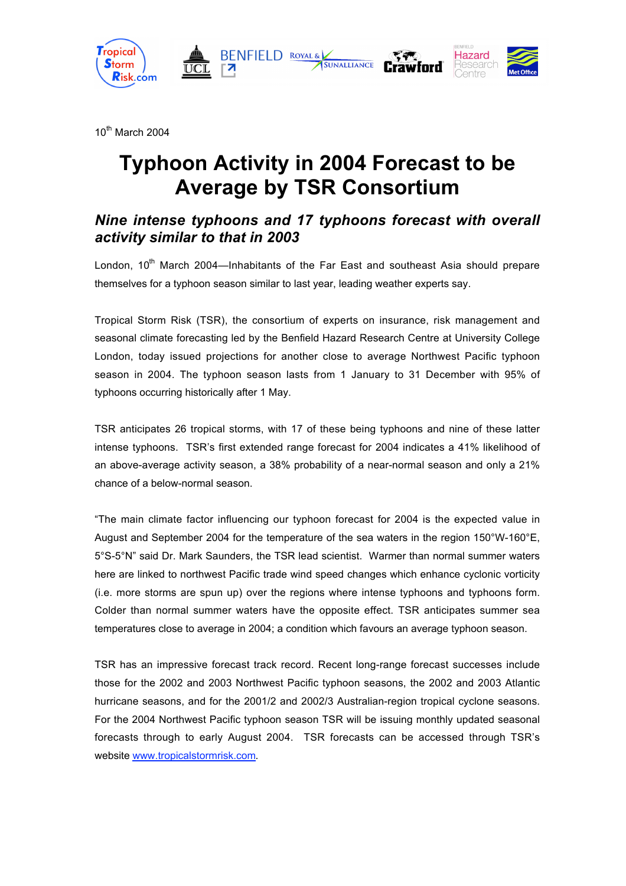10th March 2004

# Typhoon Activity in 2004 Forecast to be Average by TSR Consortium

## *Nine intense typhoons and 17 typhoons forecast with overall activity similar to that in 2003*

London, 10th March 2004—Inhabitants of the Far East and southeast Asia should prepare themselves for a typhoon season similar to last year, leading weather experts say.

Tropical Storm Risk (TSR), the consortium of experts on insurance, risk management and seasonal climate forecasting led by the Benfield Hazard Research Centre at University College London, today issued projections for another close to average Northwest Pacific typhoon season in 2004. The typhoon season lasts from 1 January to 31 December with 95% of typhoons occurring historically after 1 May.

TSR anticipates 26 tropical storms, with 17 of these being typhoons and nine of these latter intense typhoons. TSR's first extended range forecast for 2004 indicates a 41% likelihood of an above-average activity season, a 38% probability of a near-normal season and only a 21% chance of a below-normal season.

"The main climate factor influencing our typhoon forecast for 2004 is the expected value in August and September 2004 for the temperature of the sea waters in the region 150°W-160°E, 5°S-5°N" said Dr. Mark Saunders, the TSR lead scientist. Warmer than normal summer waters here are linked to northwest Pacific trade wind speed changes which enhance cyclonic vorticity (i.e. more storms are spun up) over the regions where intense typhoons and typhoons form. Colder than normal summer waters have the opposite effect. TSR anticipates summer sea temperatures close to average in 2004; a condition which favours an average typhoon season.

TSR has an impressive forecast track record. Recent long-range forecast successes include those for the 2002 and 2003 Northwest Pacific typhoon seasons, the 2002 and 2003 Atlantic hurricane seasons, and for the 2001/2 and 2002/3 Australian-region tropical cyclone seasons. For the 2004 Northwest Pacific typhoon season TSR will be issuing monthly updated seasonal forecasts through to early August 2004. TSR forecasts can be accessed through TSR's website www.tropicalstormrisk.com.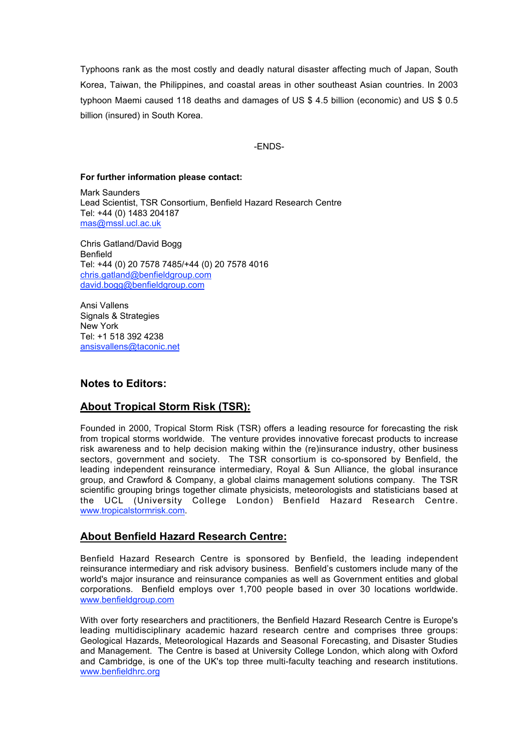Typhoons rank as the most costly and deadly natural disaster affecting much of Japan, South Korea, Taiwan, the Philippines, and coastal areas in other southeast Asian countries. In 2003 typhoon Maemi caused 118 deaths and damages of US $ 4.5 billion (economic) and US $ 0.5 billion (insured) in South Korea.

-ENDS-

**For further information please contact:**

Mark Saunders
Lead Scientist, TSR Consortium, Benfield Hazard Research Centre
Tel: +44 (0) 1483 204187
mas@mssl.ucl.ac.uk

Chris Gatland/David Bogg
Benfield
Tel: +44 (0) 20 7578 7485/+44 (0) 20 7578 4016
chris.gatland@benfieldgroup.com
david.bogg@benfieldgroup.com

Ansi Vallens
Signals & Strategies
New York
Tel: +1 518 392 4238
ansisvallens@taconic.net

## Notes to Editors:

## About Tropical Storm Risk (TSR):

Founded in 2000, Tropical Storm Risk (TSR) offers a leading resource for forecasting the risk from tropical storms worldwide. The venture provides innovative forecast products to increase risk awareness and to help decision making within the (re)insurance industry, other business sectors, government and society. The TSR consortium is co-sponsored by Benfield, the leading independent reinsurance intermediary, Royal & Sun Alliance, the global insurance group, and Crawford & Company, a global claims management solutions company. The TSR scientific grouping brings together climate physicists, meteorologists and statisticians based at the UCL (University College London) Benfield Hazard Research Centre. www.tropicalstormrisk.com.

## About Benfield Hazard Research Centre:

Benfield Hazard Research Centre is sponsored by Benfield, the leading independent reinsurance intermediary and risk advisory business. Benfield's customers include many of the world's major insurance and reinsurance companies as well as Government entities and global corporations. Benfield employs over 1,700 people based in over 30 locations worldwide. www.benfieldgroup.com

With over forty researchers and practitioners, the Benfield Hazard Research Centre is Europe's leading multidisciplinary academic hazard research centre and comprises three groups: Geological Hazards, Meteorological Hazards and Seasonal Forecasting, and Disaster Studies and Management. The Centre is based at University College London, which along with Oxford and Cambridge, is one of the UK's top three multi-faculty teaching and research institutions. www.benfieldhrc.org